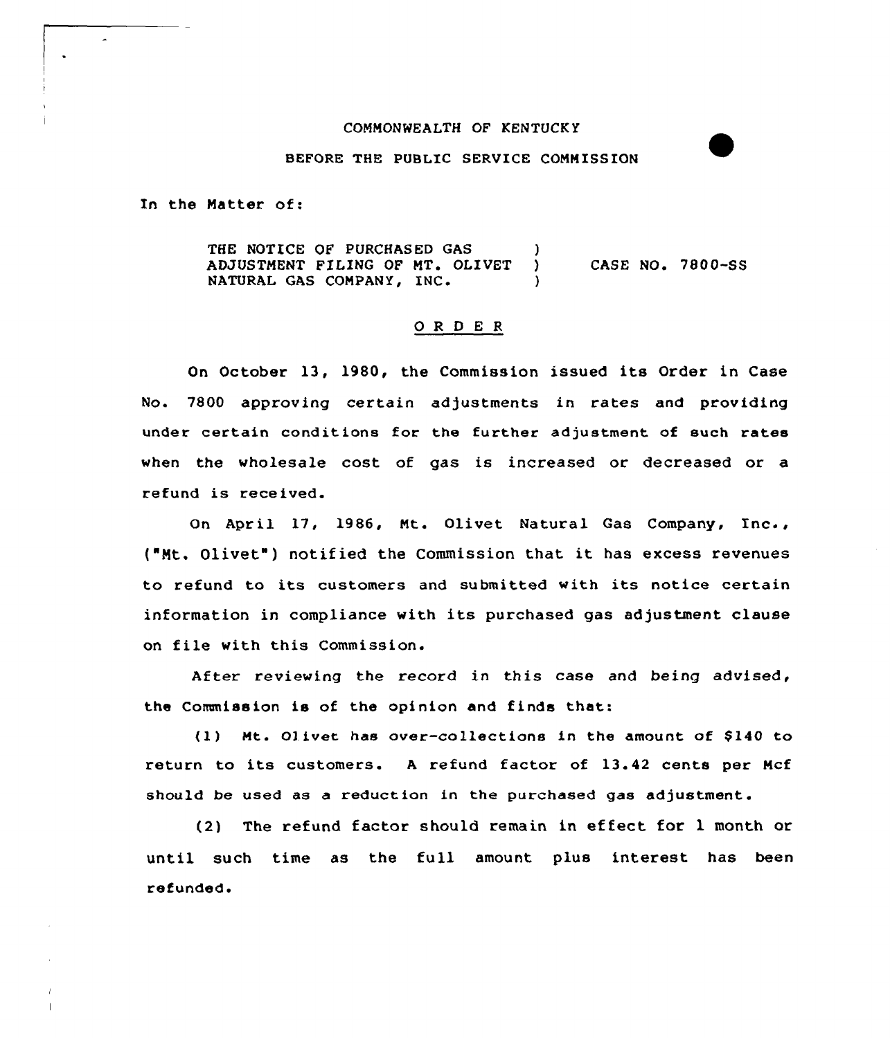COMMONWEALTH OF KENTUCKY

BEFORE THE PUBLIC SERVICE COMMISSION

In the Matter of:

THE NOTICE OF PURCHASED GAS ADJUSTMENT FILING OF MT. OLIVET NATURAL GAS COMPANY, INC. ) CASE NO. 7800-SS

## O R D E R

On October 13, 1980, the Commission issued its Order in Case No. 7800 approving certain adjustments in rates and providing under certain conditions for the further adjustment of such rates when the wholesale cost of gas is increased or decreased or a refund is received.

On April 17, 1986, Mt. Olivet Natural Gas Company, Inc., ("Mt. Olivet") notified the Commission that it has excess revenues to refund to its customers and submitted with its notice certain information in compliance with its purchased gas adjustment clause on file with this Commission.

After reviewing the record in this case and being advised, the Commission is of the opinion and finds that:

(1) Mt. Olivet has over-collections in the amount of $140 to return to its customers. A refund factor of 13.42 cents per Mcf should be used as a reduction in the purchased gas adjustment.

(2) The refund factor should remain in effect for 1 month or until such time as the full amount plus interest has been refunded.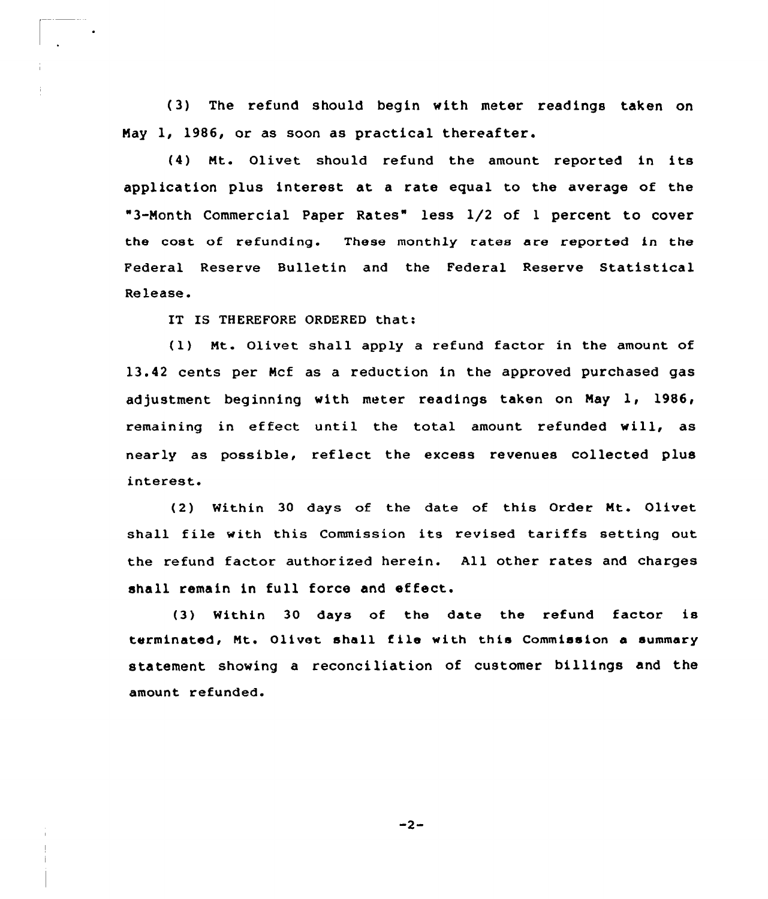(3) The refund should begin with meter readings taken on May 1, 1986, or as soon as practical thereafter.

(4) Mt. Olivet should refund the amount reported in its application plus interest at a rate equal to the average of the "3-Month Commercial Paper Rates" less 1/2 of 1 percent to cover the cost of refunding. These monthly rates are reported in the Federal Reserve Bulletin and the Federal Reserve Statistical Release.

IT IS THEREFORE ORDERED that:

(1) Mt. Olivet shall apply a refund factor in the amount of 13.42 cents per Mcf as a reduction in the approved purchased gas adjustment beginning with meter readings taken on May 1, 1986, remaining in effect until the total amount refunded will, as nearly as possible, reflect the excess revenues collected plus interest.

(2) Within 30 days of the date of this Order Mt. Olivet shall file with this Commission its revised tariffs setting out the refund factor authorized herein. All other rates and charges shall remain in full force and effect.

(3) Within 30 days of the date the refund factor is terminated, Mt. Olivet shall file with this Commission a summary statement showing a reconciliation of customer billings and the amount refunded.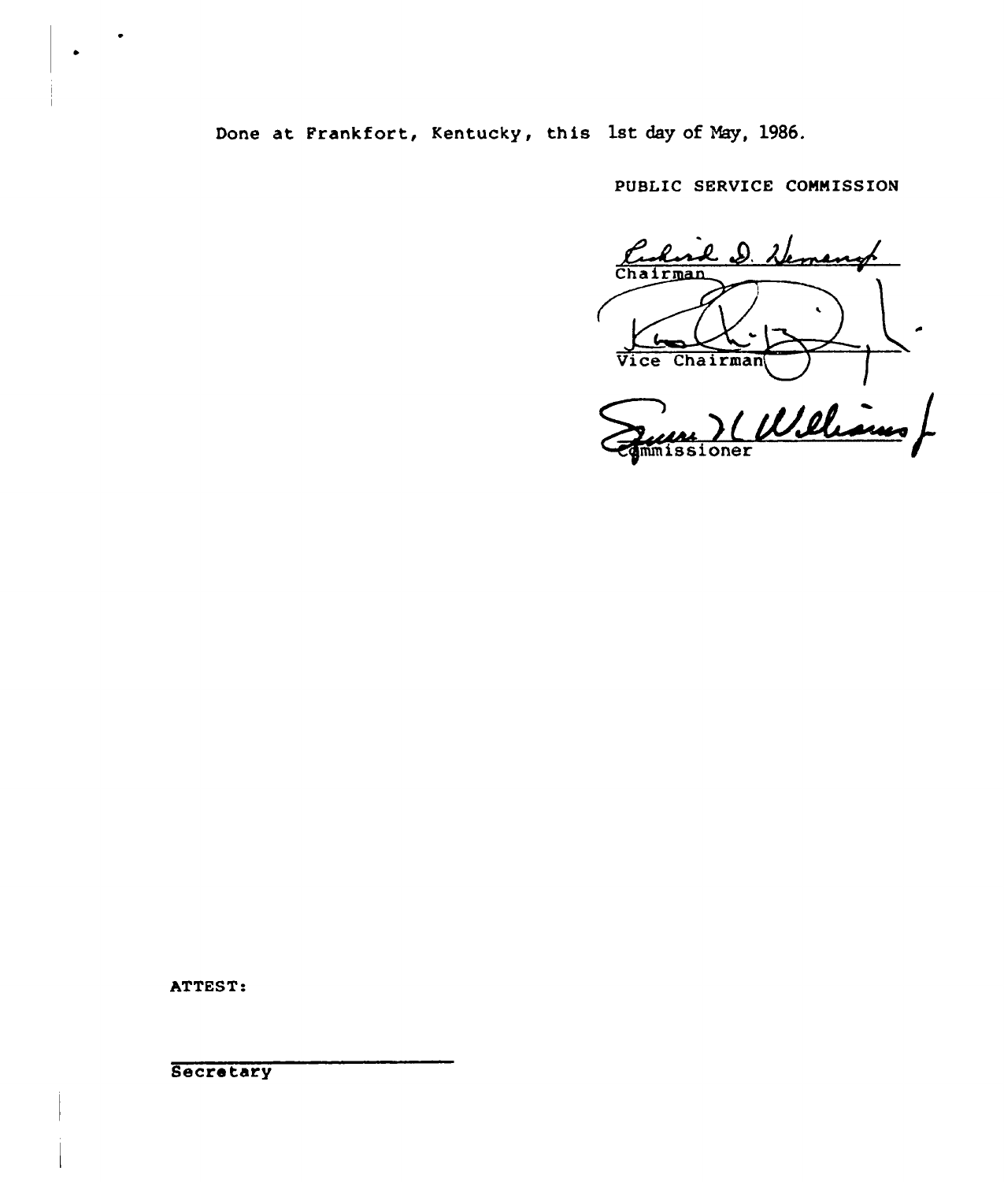Done at Frankfort, Kentucky, this 1st day of May, 1986.

PUBLIC SERVICE COMMISSION

Chairman

Vice Chairman

Commissioner

ATTEST:

Secretary